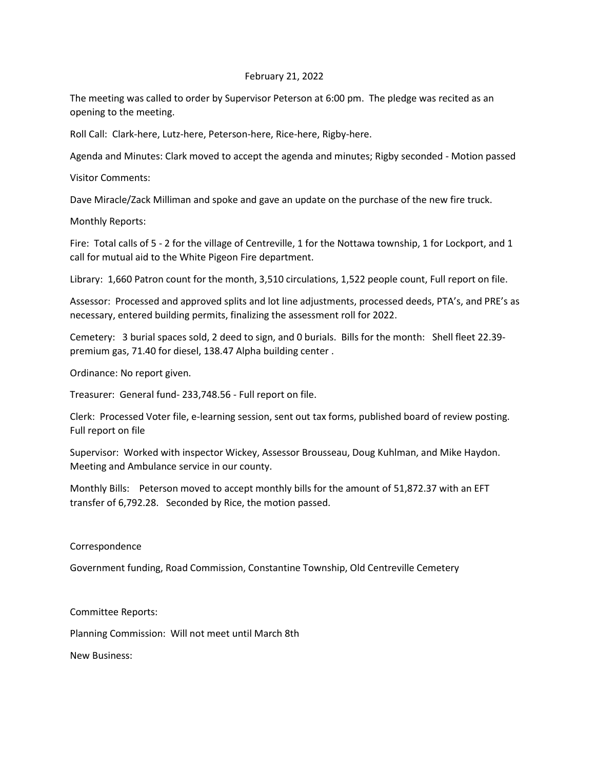February 21, 2022

The meeting was called to order by Supervisor Peterson at 6:00 pm. The pledge was recited as an opening to the meeting.

Roll Call: Clark-here, Lutz-here, Peterson-here, Rice-here, Rigby-here.

Agenda and Minutes: Clark moved to accept the agenda and minutes; Rigby seconded - Motion passed

Visitor Comments:

Dave Miracle/Zack Milliman and spoke and gave an update on the purchase of the new fire truck.

Monthly Reports:

Fire: Total calls of 5 - 2 for the village of Centreville, 1 for the Nottawa township, 1 for Lockport, and 1 call for mutual aid to the White Pigeon Fire department.

Library: 1,660 Patron count for the month, 3,510 circulations, 1,522 people count, Full report on file.

Assessor: Processed and approved splits and lot line adjustments, processed deeds, PTA's, and PRE's as necessary, entered building permits, finalizing the assessment roll for 2022.

Cemetery: 3 burial spaces sold, 2 deed to sign, and 0 burials. Bills for the month: Shell fleet 22.39-premium gas, 71.40 for diesel, 138.47 Alpha building center .

Ordinance: No report given.

Treasurer: General fund- 233,748.56 - Full report on file.

Clerk: Processed Voter file, e-learning session, sent out tax forms, published board of review posting. Full report on file

Supervisor: Worked with inspector Wickey, Assessor Brousseau, Doug Kuhlman, and Mike Haydon. Meeting and Ambulance service in our county.

Monthly Bills: Peterson moved to accept monthly bills for the amount of 51,872.37 with an EFT transfer of 6,792.28. Seconded by Rice, the motion passed.

Correspondence

Government funding, Road Commission, Constantine Township, Old Centreville Cemetery

Committee Reports:

Planning Commission: Will not meet until March 8th

New Business: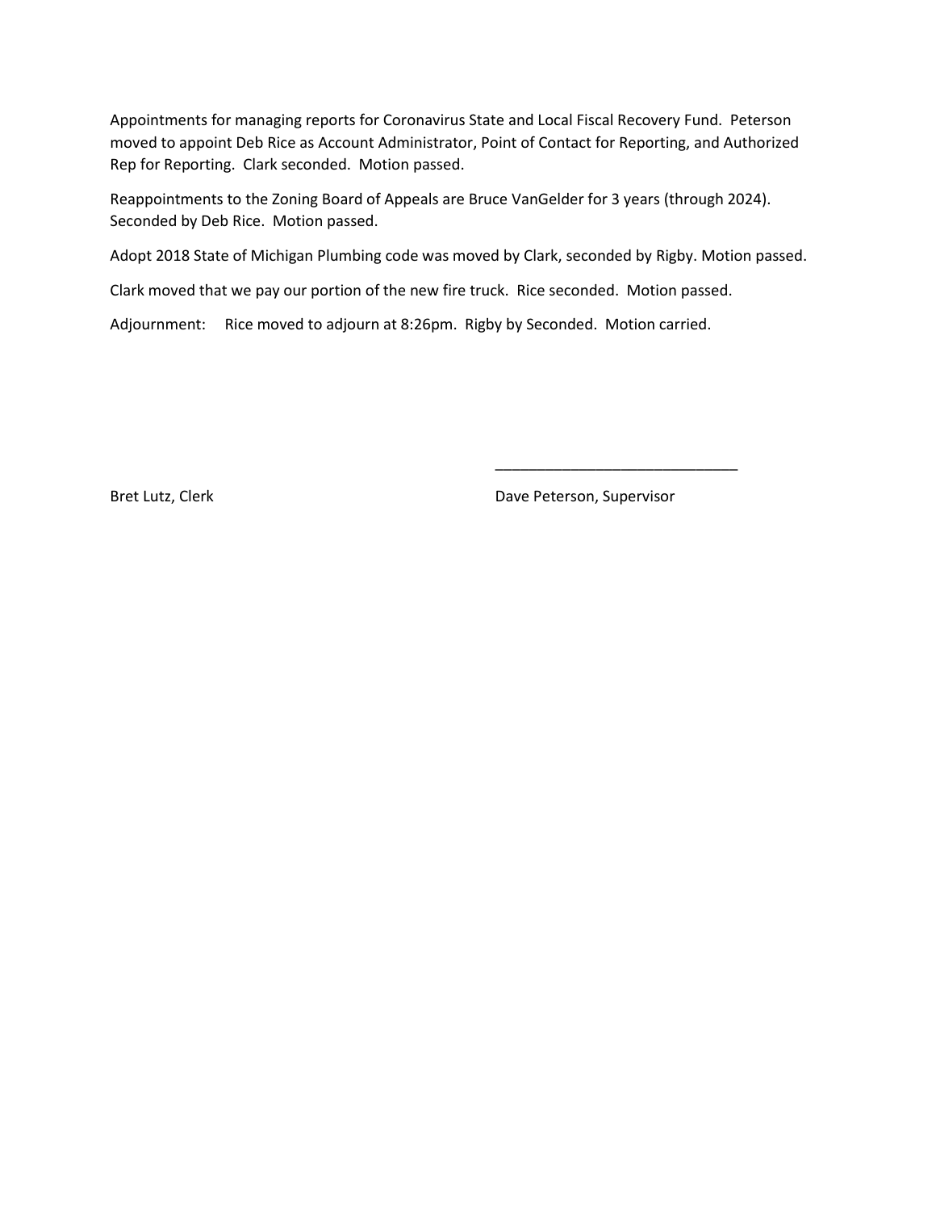Appointments for managing reports for Coronavirus State and Local Fiscal Recovery Fund. Peterson moved to appoint Deb Rice as Account Administrator, Point of Contact for Reporting, and Authorized Rep for Reporting. Clark seconded. Motion passed.

Reappointments to the Zoning Board of Appeals are Bruce VanGelder for 3 years (through 2024). Seconded by Deb Rice. Motion passed.

Adopt 2018 State of Michigan Plumbing code was moved by Clark, seconded by Rigby. Motion passed.

Clark moved that we pay our portion of the new fire truck. Rice seconded. Motion passed.

Adjournment: Rice moved to adjourn at 8:26pm. Rigby by Seconded. Motion carried.

______________________________

Bret Lutz, Clerk

Dave Peterson, Supervisor